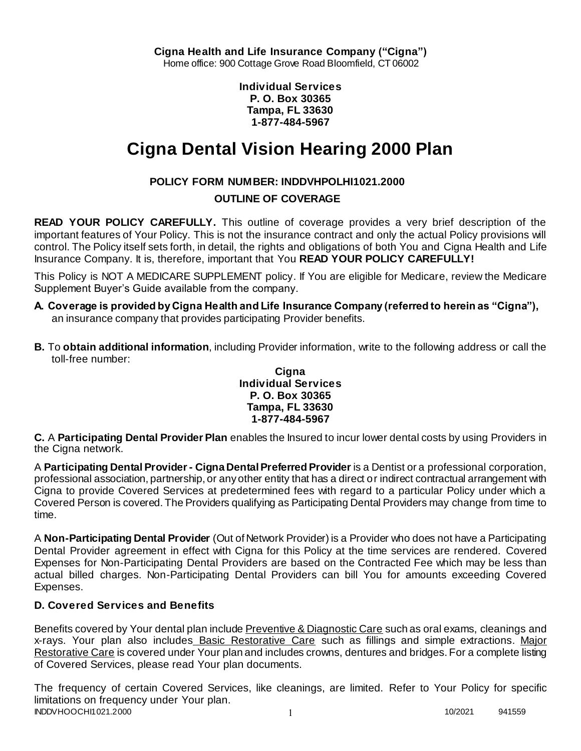**Cigna Health and Life Insurance Company ("Cigna")**
Home office: 900 Cottage Grove Road Bloomfield, CT 06002

**Individual Services**
**P. O. Box 30365**
**Tampa, FL 33630**
**1-877-484-5967**

# Cigna Dental Vision Hearing 2000 Plan

**POLICY FORM NUMBER: INDDVHPOLHI1021.2000**

**OUTLINE OF COVERAGE**

**READ YOUR POLICY CAREFULLY.** This outline of coverage provides a very brief description of the important features of Your Policy. This is not the insurance contract and only the actual Policy provisions will control. The Policy itself sets forth, in detail, the rights and obligations of both You and Cigna Health and Life Insurance Company. It is, therefore, important that You **READ YOUR POLICY CAREFULLY!**

This Policy is NOT A MEDICARE SUPPLEMENT policy. If You are eligible for Medicare, review the Medicare Supplement Buyer's Guide available from the company.

**A. Coverage is provided by Cigna Health and Life Insurance Company (referred to herein as "Cigna"),** an insurance company that provides participating Provider benefits.

**B.** To **obtain additional information**, including Provider information, write to the following address or call the toll-free number:

**Cigna**
**Individual Services**
**P. O. Box 30365**
**Tampa, FL 33630**
**1-877-484-5967**

**C.** A **Participating Dental Provider Plan** enables the Insured to incur lower dental costs by using Providers in the Cigna network.

A **Participating Dental Provider - Cigna Dental Preferred Provider** is a Dentist or a professional corporation, professional association, partnership, or any other entity that has a direct or indirect contractual arrangement with Cigna to provide Covered Services at predetermined fees with regard to a particular Policy under which a Covered Person is covered. The Providers qualifying as Participating Dental Providers may change from time to time.

A **Non-Participating Dental Provider** (Out of Network Provider) is a Provider who does not have a Participating Dental Provider agreement in effect with Cigna for this Policy at the time services are rendered. Covered Expenses for Non-Participating Dental Providers are based on the Contracted Fee which may be less than actual billed charges. Non-Participating Dental Providers can bill You for amounts exceeding Covered Expenses.

### D. Covered Services and Benefits

Benefits covered by Your dental plan include Preventive & Diagnostic Care such as oral exams, cleanings and x-rays. Your plan also includes Basic Restorative Care such as fillings and simple extractions. Major Restorative Care is covered under Your plan and includes crowns, dentures and bridges. For a complete listing of Covered Services, please read Your plan documents.

The frequency of certain Covered Services, like cleanings, are limited. Refer to Your Policy for specific limitations on frequency under Your plan.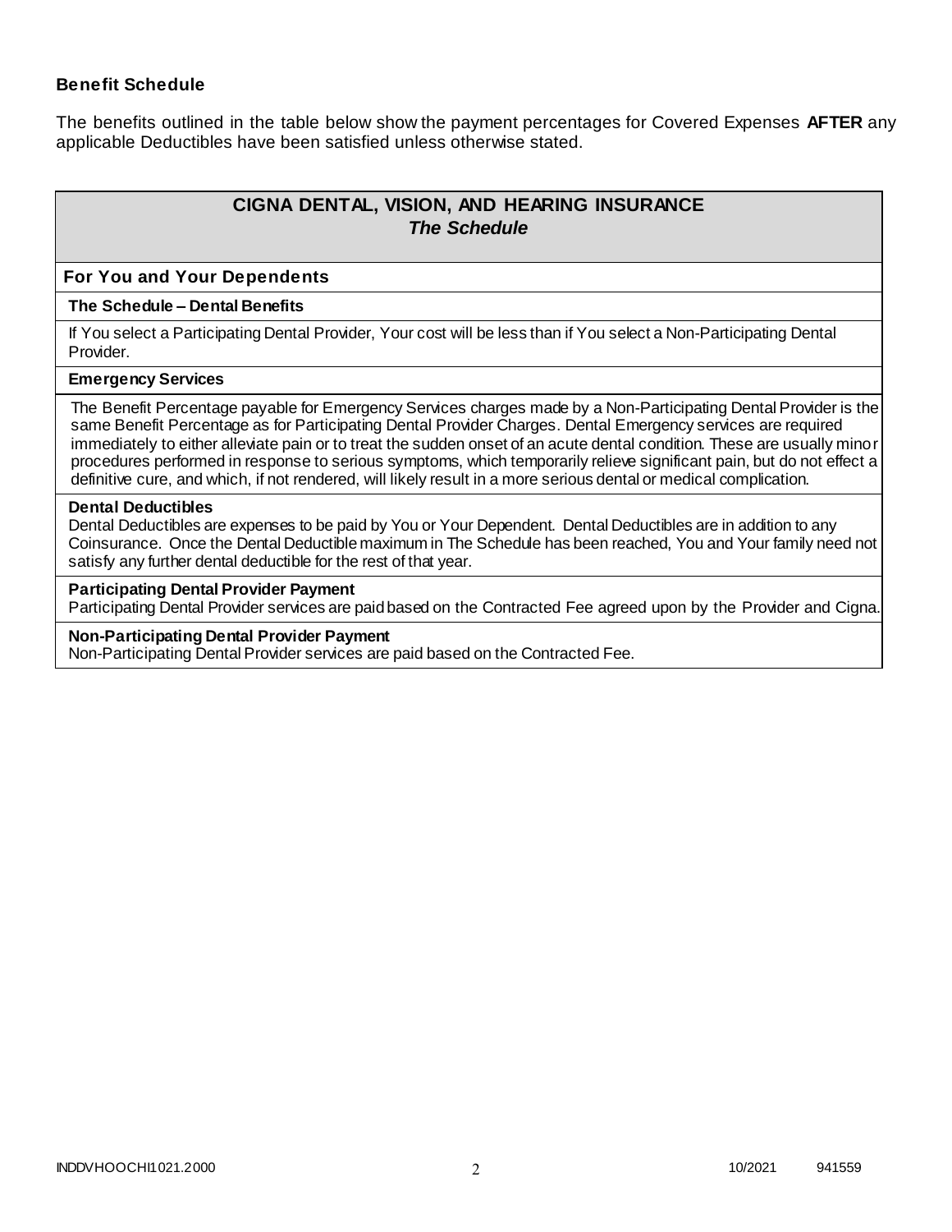### Benefit Schedule

The benefits outlined in the table below show the payment percentages for Covered Expenses **AFTER** any applicable Deductibles have been satisfied unless otherwise stated.

## CIGNA DENTAL, VISION, AND HEARING INSURANCE
### *The Schedule*

### For You and Your Dependents

**The Schedule – Dental Benefits**

If You select a Participating Dental Provider, Your cost will be less than if You select a Non-Participating Dental Provider.

**Emergency Services**

The Benefit Percentage payable for Emergency Services charges made by a Non-Participating Dental Provider is the same Benefit Percentage as for Participating Dental Provider Charges. Dental Emergency services are required immediately to either alleviate pain or to treat the sudden onset of an acute dental condition. These are usually minor procedures performed in response to serious symptoms, which temporarily relieve significant pain, but do not effect a definitive cure, and which, if not rendered, will likely result in a more serious dental or medical complication.

**Dental Deductibles**

Dental Deductibles are expenses to be paid by You or Your Dependent. Dental Deductibles are in addition to any Coinsurance. Once the Dental Deductible maximum in The Schedule has been reached, You and Your family need not satisfy any further dental deductible for the rest of that year.

**Participating Dental Provider Payment**

Participating Dental Provider services are paid based on the Contracted Fee agreed upon by the Provider and Cigna.

**Non-Participating Dental Provider Payment**

Non-Participating Dental Provider services are paid based on the Contracted Fee.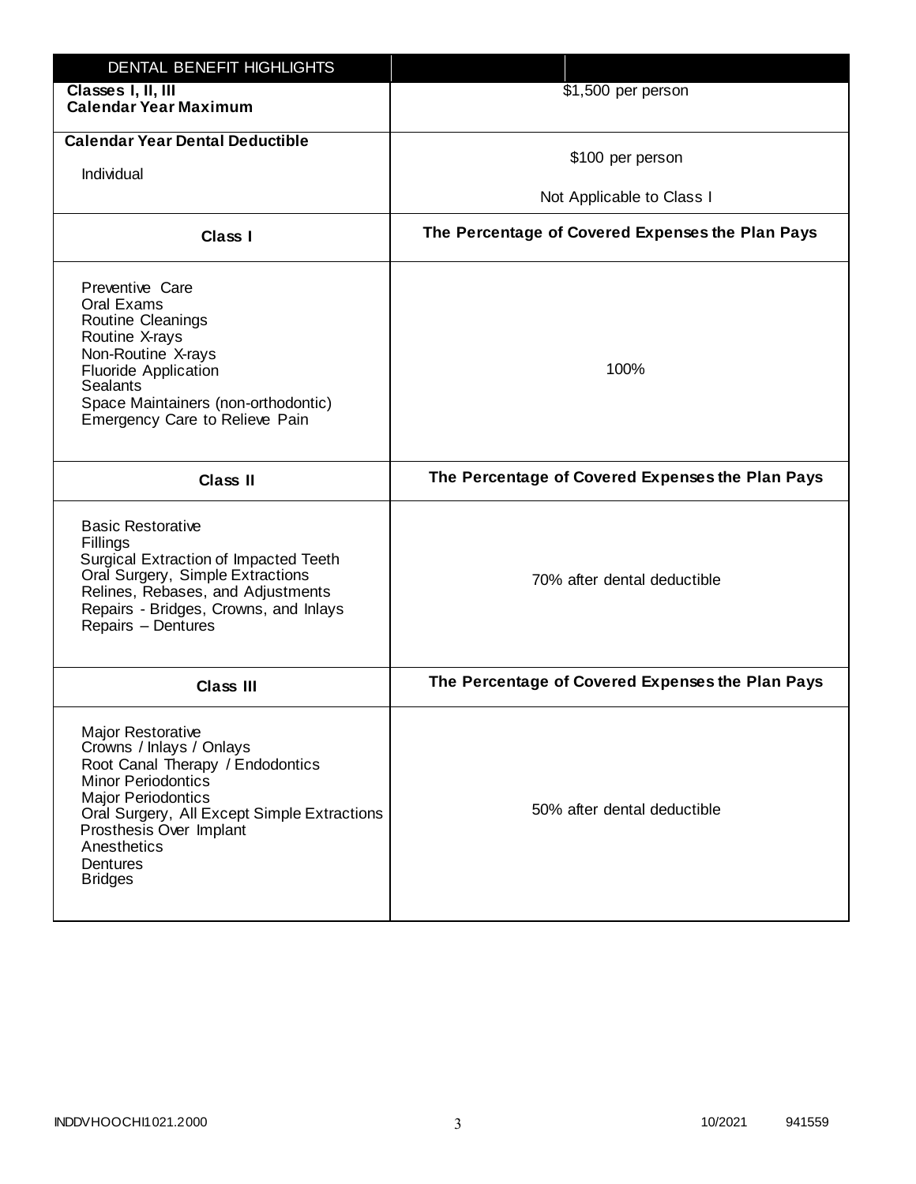| DENTAL BENEFIT HIGHLIGHTS | |
|---|---|
| **Classes I, II, III**<br>**Calendar Year Maximum** | $1,500 per person |
| **Calendar Year Dental Deductible**<br>Individual | $100 per person<br>Not Applicable to Class I |
| **Class I** | **The Percentage of Covered Expenses the Plan Pays** |
| Preventive Care<br>Oral Exams<br>Routine Cleanings<br>Routine X-rays<br>Non-Routine X-rays<br>Fluoride Application<br>Sealants<br>Space Maintainers (non-orthodontic)<br>Emergency Care to Relieve Pain | 100% |
| **Class II** | **The Percentage of Covered Expenses the Plan Pays** |
| Basic Restorative<br>Fillings<br>Surgical Extraction of Impacted Teeth<br>Oral Surgery, Simple Extractions<br>Relines, Rebases, and Adjustments<br>Repairs - Bridges, Crowns, and Inlays<br>Repairs – Dentures | 70% after dental deductible |
| **Class III** | **The Percentage of Covered Expenses the Plan Pays** |
| Major Restorative<br>Crowns / Inlays / Onlays<br>Root Canal Therapy / Endodontics<br>Minor Periodontics<br>Major Periodontics<br>Oral Surgery, All Except Simple Extractions<br>Prosthesis Over Implant<br>Anesthetics<br>Dentures<br>Bridges | 50% after dental deductible |

INDDVHOOCHI1021.2000 10/2021 941559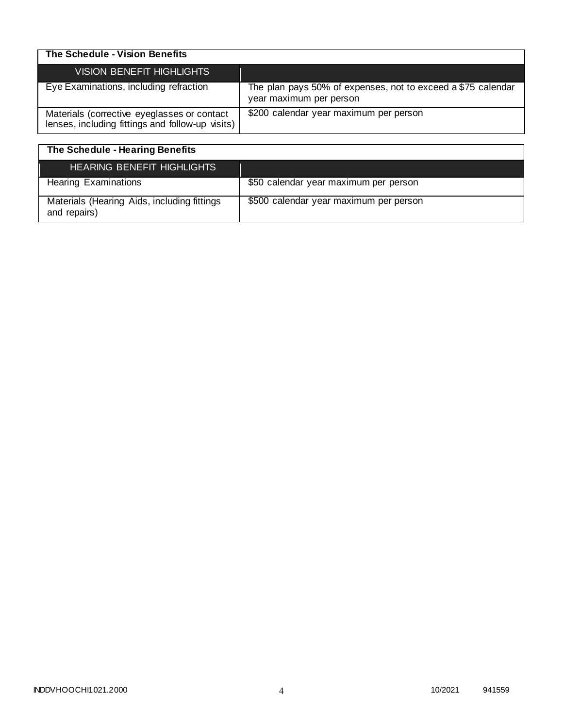## The Schedule - Vision Benefits

| VISION BENEFIT HIGHLIGHTS | |
|---|---|
| Eye Examinations, including refraction | The plan pays 50% of expenses, not to exceed a $75 calendar year maximum per person |
| Materials (corrective eyeglasses or contact lenses, including fittings and follow-up visits) | $200 calendar year maximum per person |

## The Schedule - Hearing Benefits

| HEARING BENEFIT HIGHLIGHTS | |
|---|---|
| Hearing Examinations | $50 calendar year maximum per person |
| Materials (Hearing Aids, including fittings and repairs) | $500 calendar year maximum per person |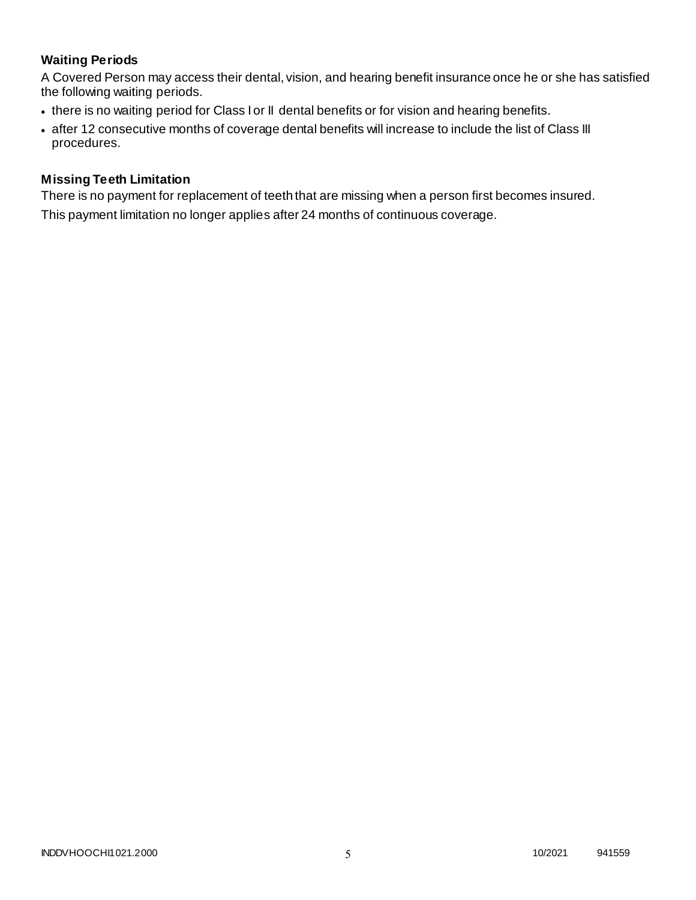**Waiting Periods**

A Covered Person may access their dental, vision, and hearing benefit insurance once he or she has satisfied the following waiting periods.

- there is no waiting period for Class I or II dental benefits or for vision and hearing benefits.
- after 12 consecutive months of coverage dental benefits will increase to include the list of Class III procedures.

**Missing Teeth Limitation**

There is no payment for replacement of teeth that are missing when a person first becomes insured.

This payment limitation no longer applies after 24 months of continuous coverage.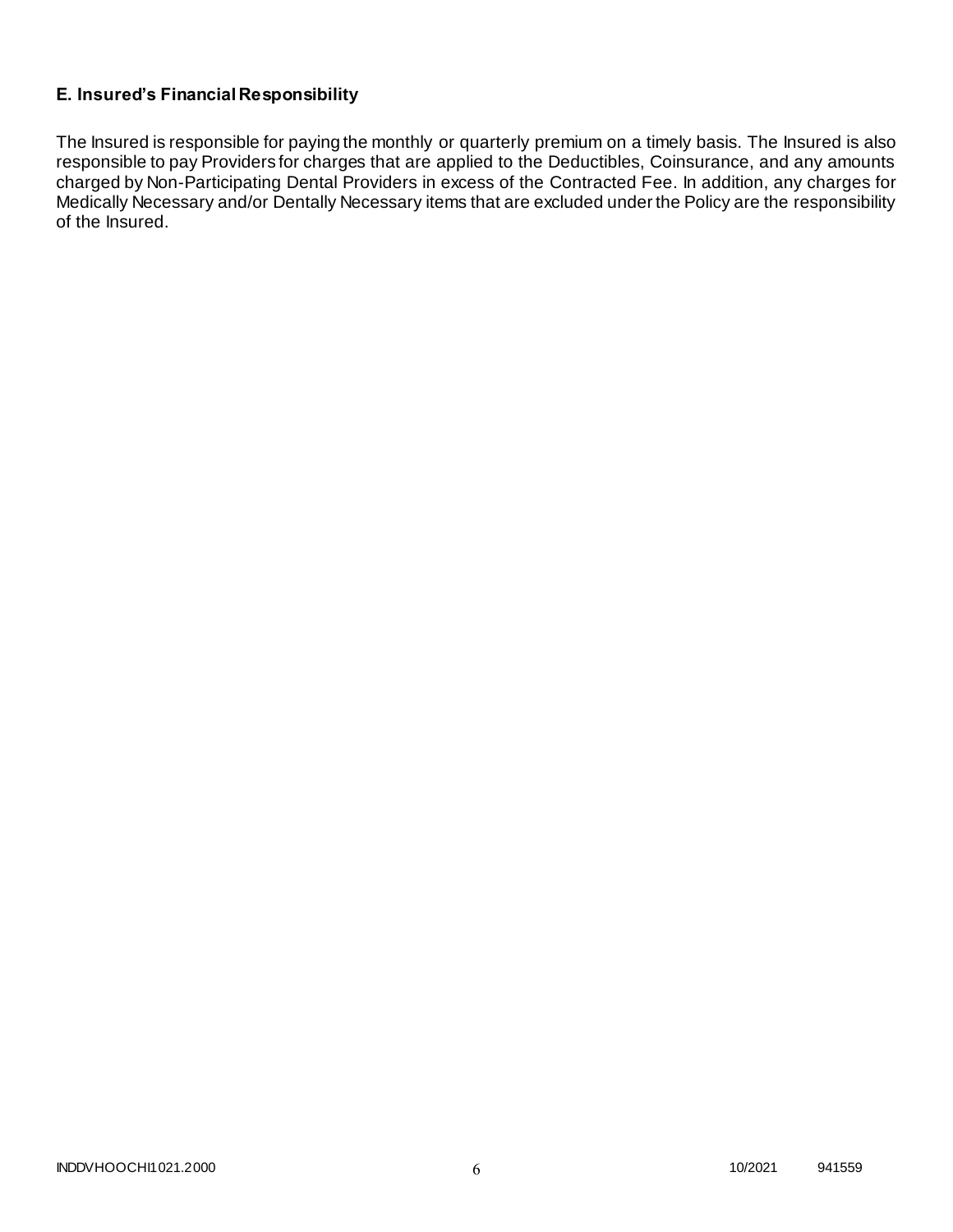## E. Insured's Financial Responsibility

The Insured is responsible for paying the monthly or quarterly premium on a timely basis. The Insured is also responsible to pay Providers for charges that are applied to the Deductibles, Coinsurance, and any amounts charged by Non-Participating Dental Providers in excess of the Contracted Fee. In addition, any charges for Medically Necessary and/or Dentally Necessary items that are excluded under the Policy are the responsibility of the Insured.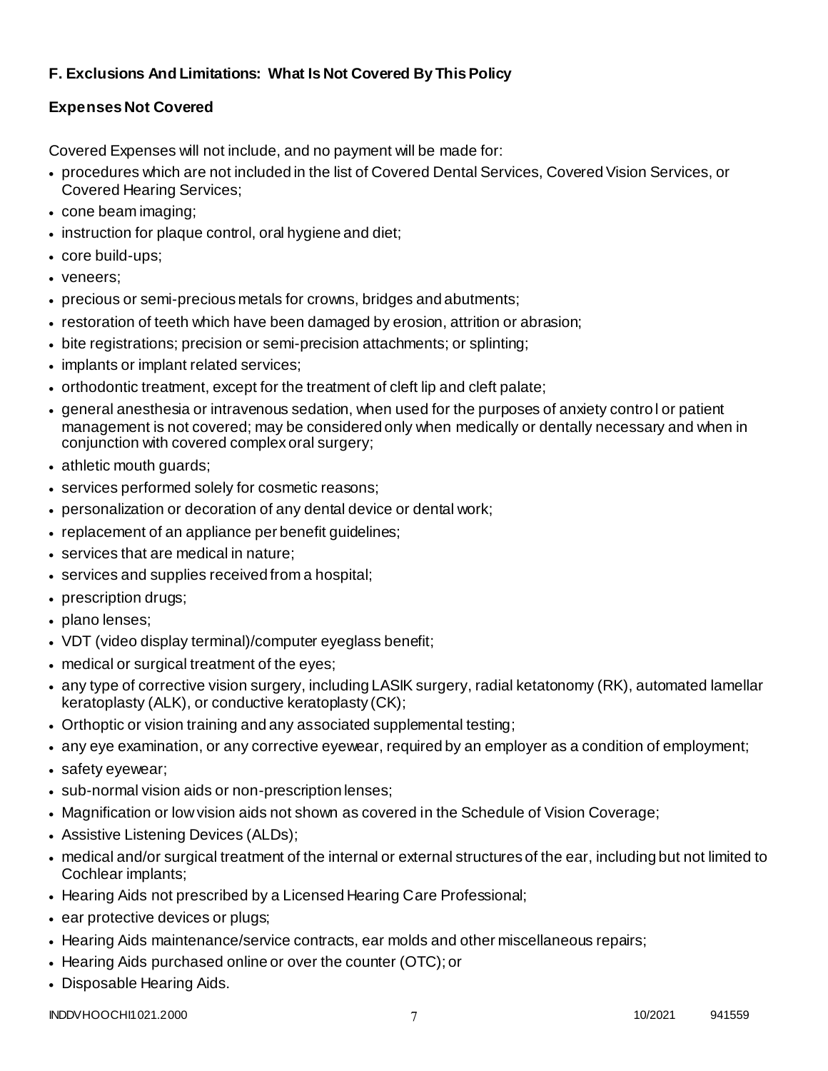### F. Exclusions And Limitations: What Is Not Covered By This Policy

#### Expenses Not Covered

Covered Expenses will not include, and no payment will be made for:

- procedures which are not included in the list of Covered Dental Services, Covered Vision Services, or Covered Hearing Services;
- cone beam imaging;
- instruction for plaque control, oral hygiene and diet;
- core build-ups;
- veneers;
- precious or semi-precious metals for crowns, bridges and abutments;
- restoration of teeth which have been damaged by erosion, attrition or abrasion;
- bite registrations; precision or semi-precision attachments; or splinting;
- implants or implant related services;
- orthodontic treatment, except for the treatment of cleft lip and cleft palate;
- general anesthesia or intravenous sedation, when used for the purposes of anxiety control or patient management is not covered; may be considered only when medically or dentally necessary and when in conjunction with covered complex oral surgery;
- athletic mouth guards;
- services performed solely for cosmetic reasons;
- personalization or decoration of any dental device or dental work;
- replacement of an appliance per benefit guidelines;
- services that are medical in nature;
- services and supplies received from a hospital;
- prescription drugs;
- plano lenses;
- VDT (video display terminal)/computer eyeglass benefit;
- medical or surgical treatment of the eyes;
- any type of corrective vision surgery, including LASIK surgery, radial ketatonomy (RK), automated lamellar keratoplasty (ALK), or conductive keratoplasty (CK);
- Orthoptic or vision training and any associated supplemental testing;
- any eye examination, or any corrective eyewear, required by an employer as a condition of employment;
- safety eyewear;
- sub-normal vision aids or non-prescription lenses;
- Magnification or low vision aids not shown as covered in the Schedule of Vision Coverage;
- Assistive Listening Devices (ALDs);
- medical and/or surgical treatment of the internal or external structures of the ear, including but not limited to Cochlear implants;
- Hearing Aids not prescribed by a Licensed Hearing Care Professional;
- ear protective devices or plugs;
- Hearing Aids maintenance/service contracts, ear molds and other miscellaneous repairs;
- Hearing Aids purchased online or over the counter (OTC); or
- Disposable Hearing Aids.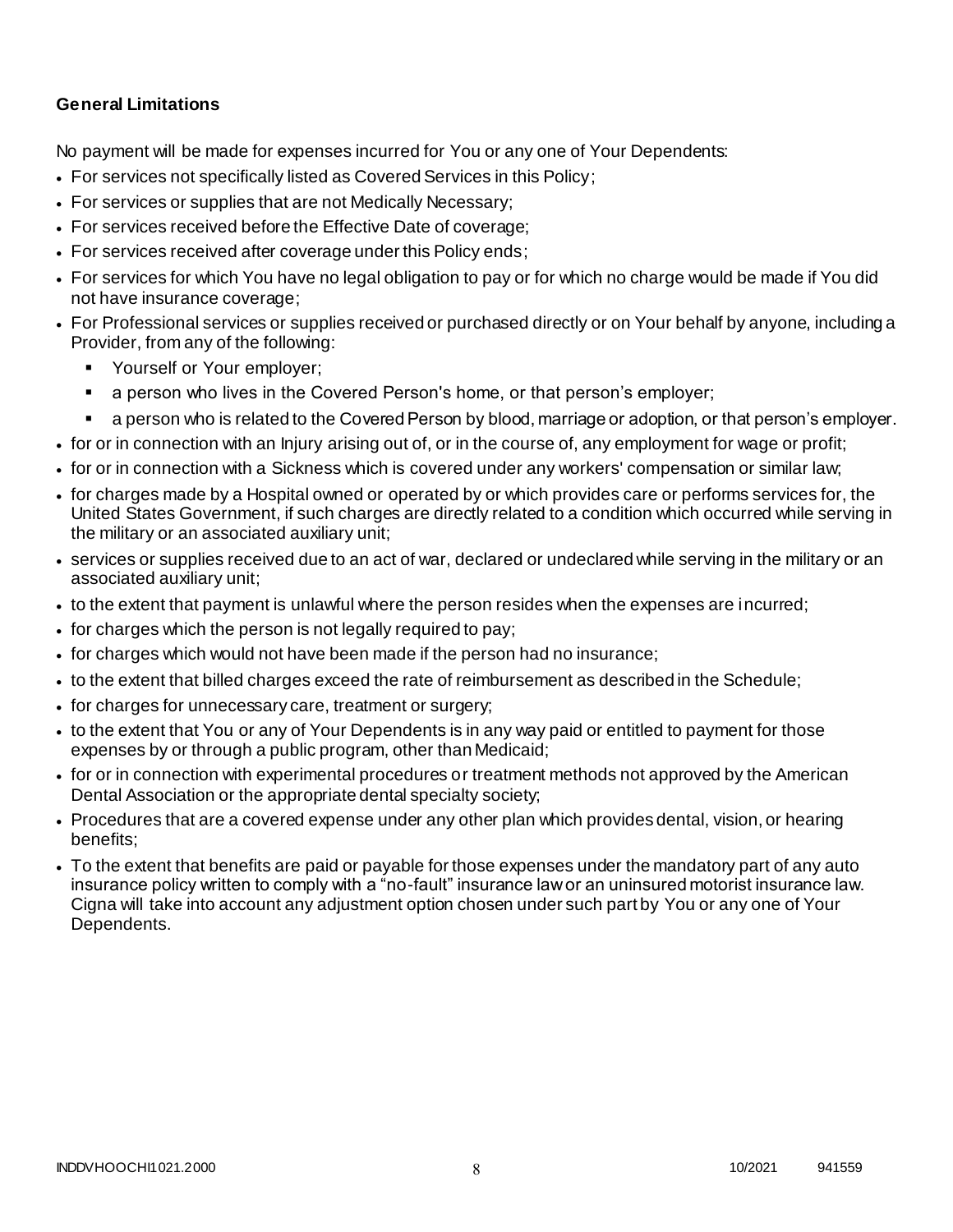**General Limitations**

No payment will be made for expenses incurred for You or any one of Your Dependents:

- For services not specifically listed as Covered Services in this Policy;
- For services or supplies that are not Medically Necessary;
- For services received before the Effective Date of coverage;
- For services received after coverage under this Policy ends;
- For services for which You have no legal obligation to pay or for which no charge would be made if You did not have insurance coverage;
- For Professional services or supplies received or purchased directly or on Your behalf by anyone, including a Provider, from any of the following:
    - Yourself or Your employer;
    - a person who lives in the Covered Person's home, or that person's employer;
    - a person who is related to the Covered Person by blood, marriage or adoption, or that person's employer.
- for or in connection with an Injury arising out of, or in the course of, any employment for wage or profit;
- for or in connection with a Sickness which is covered under any workers' compensation or similar law;
- for charges made by a Hospital owned or operated by or which provides care or performs services for, the United States Government, if such charges are directly related to a condition which occurred while serving in the military or an associated auxiliary unit;
- services or supplies received due to an act of war, declared or undeclared while serving in the military or an associated auxiliary unit;
- to the extent that payment is unlawful where the person resides when the expenses are incurred;
- for charges which the person is not legally required to pay;
- for charges which would not have been made if the person had no insurance;
- to the extent that billed charges exceed the rate of reimbursement as described in the Schedule;
- for charges for unnecessary care, treatment or surgery;
- to the extent that You or any of Your Dependents is in any way paid or entitled to payment for those expenses by or through a public program, other than Medicaid;
- for or in connection with experimental procedures or treatment methods not approved by the American Dental Association or the appropriate dental specialty society;
- Procedures that are a covered expense under any other plan which provides dental, vision, or hearing benefits;
- To the extent that benefits are paid or payable for those expenses under the mandatory part of any auto insurance policy written to comply with a "no-fault" insurance law or an uninsured motorist insurance law. Cigna will take into account any adjustment option chosen under such part by You or any one of Your Dependents.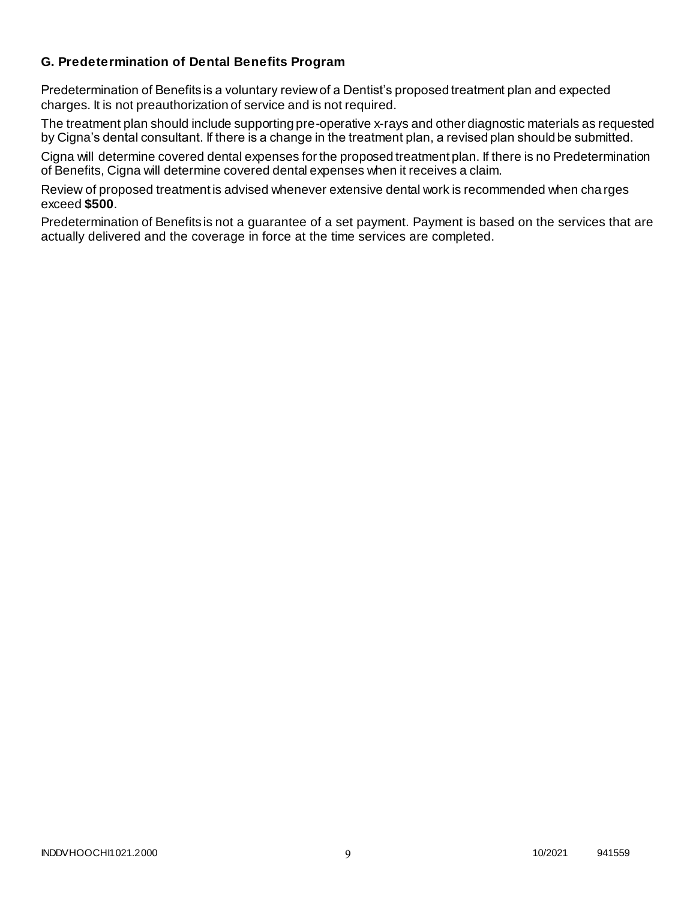### G. Predetermination of Dental Benefits Program

Predetermination of Benefits is a voluntary review of a Dentist's proposed treatment plan and expected charges. It is not preauthorization of service and is not required.

The treatment plan should include supporting pre-operative x-rays and other diagnostic materials as requested by Cigna's dental consultant. If there is a change in the treatment plan, a revised plan should be submitted.

Cigna will determine covered dental expenses for the proposed treatment plan. If there is no Predetermination of Benefits, Cigna will determine covered dental expenses when it receives a claim.

Review of proposed treatment is advised whenever extensive dental work is recommended when charges exceed **$500**.

Predetermination of Benefits is not a guarantee of a set payment. Payment is based on the services that are actually delivered and the coverage in force at the time services are completed.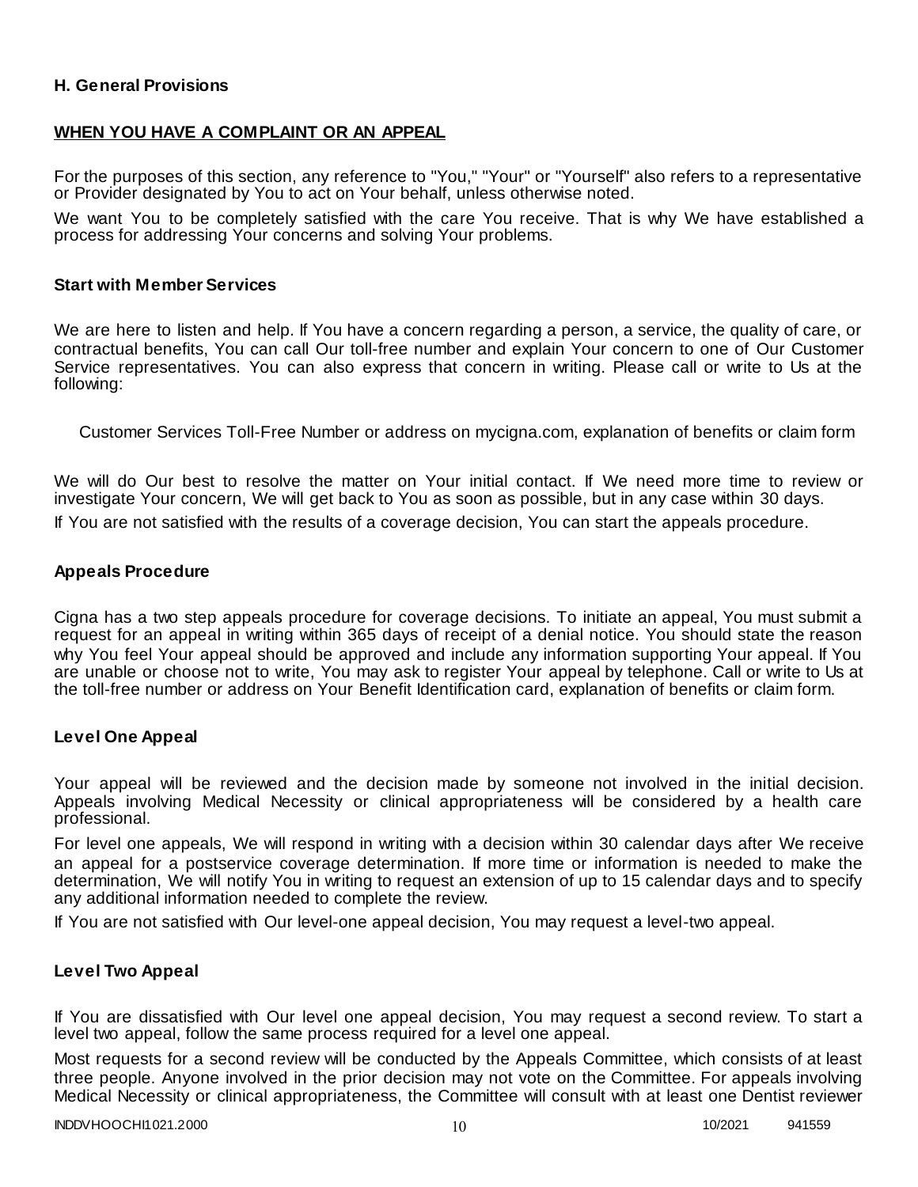### H. General Provisions

**WHEN YOU HAVE A COMPLAINT OR AN APPEAL**

For the purposes of this section, any reference to "You," "Your" or "Yourself" also refers to a representative or Provider designated by You to act on Your behalf, unless otherwise noted.

We want You to be completely satisfied with the care You receive. That is why We have established a process for addressing Your concerns and solving Your problems.

#### Start with Member Services

We are here to listen and help. If You have a concern regarding a person, a service, the quality of care, or contractual benefits, You can call Our toll-free number and explain Your concern to one of Our Customer Service representatives. You can also express that concern in writing. Please call or write to Us at the following:

Customer Services Toll-Free Number or address on mycigna.com, explanation of benefits or claim form

We will do Our best to resolve the matter on Your initial contact. If We need more time to review or investigate Your concern, We will get back to You as soon as possible, but in any case within 30 days.

If You are not satisfied with the results of a coverage decision, You can start the appeals procedure.

#### Appeals Procedure

Cigna has a two step appeals procedure for coverage decisions. To initiate an appeal, You must submit a request for an appeal in writing within 365 days of receipt of a denial notice. You should state the reason why You feel Your appeal should be approved and include any information supporting Your appeal. If You are unable or choose not to write, You may ask to register Your appeal by telephone. Call or write to Us at the toll-free number or address on Your Benefit Identification card, explanation of benefits or claim form.

#### Level One Appeal

Your appeal will be reviewed and the decision made by someone not involved in the initial decision. Appeals involving Medical Necessity or clinical appropriateness will be considered by a health care professional.

For level one appeals, We will respond in writing with a decision within 30 calendar days after We receive an appeal for a postservice coverage determination. If more time or information is needed to make the determination, We will notify You in writing to request an extension of up to 15 calendar days and to specify any additional information needed to complete the review.

If You are not satisfied with Our level-one appeal decision, You may request a level-two appeal.

#### Level Two Appeal

If You are dissatisfied with Our level one appeal decision, You may request a second review. To start a level two appeal, follow the same process required for a level one appeal.

Most requests for a second review will be conducted by the Appeals Committee, which consists of at least three people. Anyone involved in the prior decision may not vote on the Committee. For appeals involving Medical Necessity or clinical appropriateness, the Committee will consult with at least one Dentist reviewer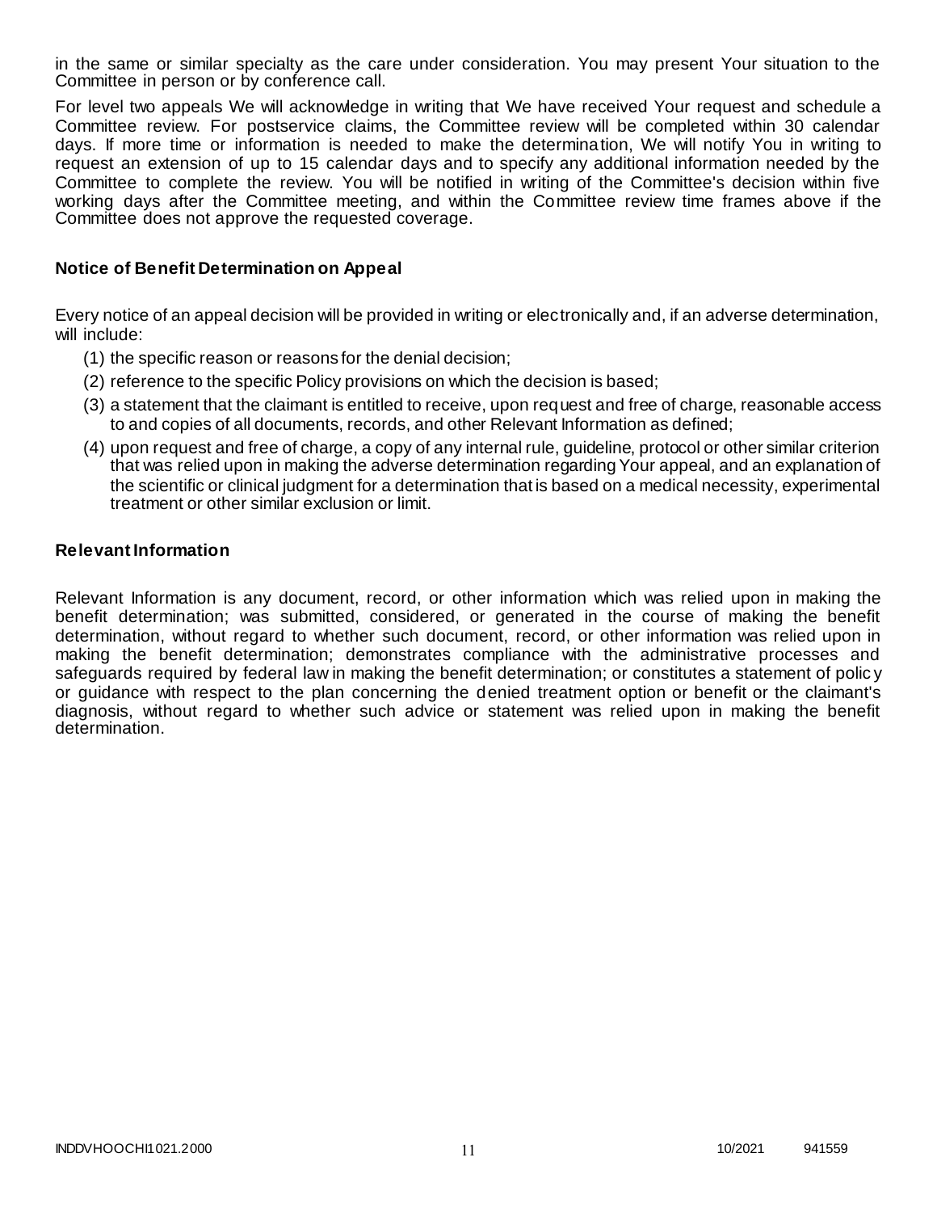in the same or similar specialty as the care under consideration. You may present Your situation to the Committee in person or by conference call.

For level two appeals We will acknowledge in writing that We have received Your request and schedule a Committee review. For postservice claims, the Committee review will be completed within 30 calendar days. If more time or information is needed to make the determination, We will notify You in writing to request an extension of up to 15 calendar days and to specify any additional information needed by the Committee to complete the review. You will be notified in writing of the Committee's decision within five working days after the Committee meeting, and within the Committee review time frames above if the Committee does not approve the requested coverage.

### Notice of Benefit Determination on Appeal

Every notice of an appeal decision will be provided in writing or electronically and, if an adverse determination, will include:

(1) the specific reason or reasons for the denial decision;

(2) reference to the specific Policy provisions on which the decision is based;

(3) a statement that the claimant is entitled to receive, upon request and free of charge, reasonable access to and copies of all documents, records, and other Relevant Information as defined;

(4) upon request and free of charge, a copy of any internal rule, guideline, protocol or other similar criterion that was relied upon in making the adverse determination regarding Your appeal, and an explanation of the scientific or clinical judgment for a determination that is based on a medical necessity, experimental treatment or other similar exclusion or limit.

### Relevant Information

Relevant Information is any document, record, or other information which was relied upon in making the benefit determination; was submitted, considered, or generated in the course of making the benefit determination, without regard to whether such document, record, or other information was relied upon in making the benefit determination; demonstrates compliance with the administrative processes and safeguards required by federal law in making the benefit determination; or constitutes a statement of policy or guidance with respect to the plan concerning the denied treatment option or benefit or the claimant's diagnosis, without regard to whether such advice or statement was relied upon in making the benefit determination.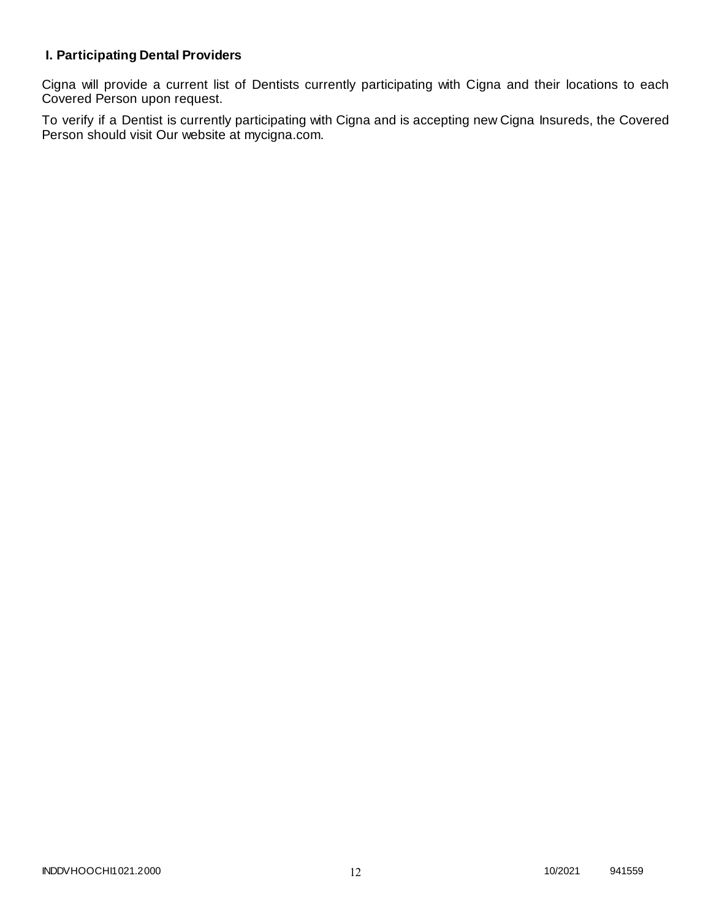### I. Participating Dental Providers

Cigna will provide a current list of Dentists currently participating with Cigna and their locations to each Covered Person upon request.

To verify if a Dentist is currently participating with Cigna and is accepting new Cigna Insureds, the Covered Person should visit Our website at mycigna.com.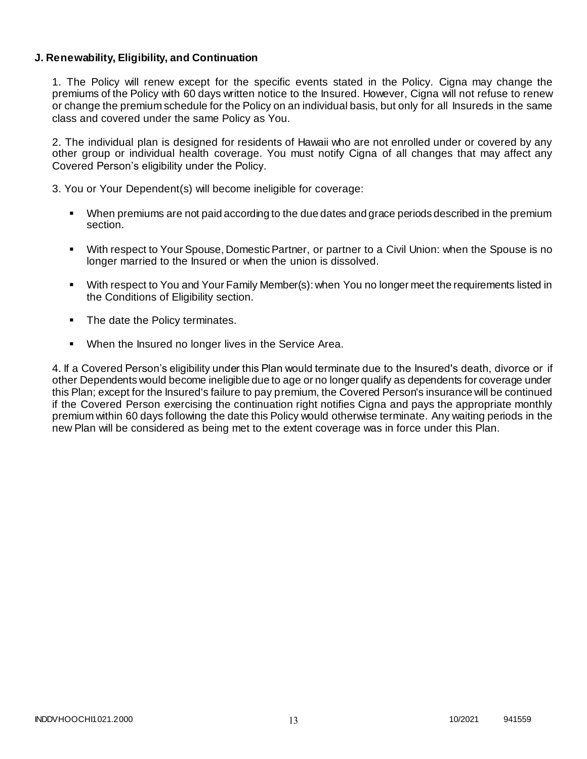**J. Renewability, Eligibility, and Continuation**

1. The Policy will renew except for the specific events stated in the Policy. Cigna may change the premiums of the Policy with 60 days written notice to the Insured. However, Cigna will not refuse to renew or change the premium schedule for the Policy on an individual basis, but only for all Insureds in the same class and covered under the same Policy as You.

2. The individual plan is designed for residents of Hawaii who are not enrolled under or covered by any other group or individual health coverage. You must notify Cigna of all changes that may affect any Covered Person's eligibility under the Policy.

3. You or Your Dependent(s) will become ineligible for coverage:

- When premiums are not paid according to the due dates and grace periods described in the premium section.
- With respect to Your Spouse, Domestic Partner, or partner to a Civil Union: when the Spouse is no longer married to the Insured or when the union is dissolved.
- With respect to You and Your Family Member(s): when You no longer meet the requirements listed in the Conditions of Eligibility section.
- The date the Policy terminates.
- When the Insured no longer lives in the Service Area.

4. If a Covered Person's eligibility under this Plan would terminate due to the Insured's death, divorce or if other Dependents would become ineligible due to age or no longer qualify as dependents for coverage under this Plan; except for the Insured's failure to pay premium, the Covered Person's insurance will be continued if the Covered Person exercising the continuation right notifies Cigna and pays the appropriate monthly premium within 60 days following the date this Policy would otherwise terminate. Any waiting periods in the new Plan will be considered as being met to the extent coverage was in force under this Plan.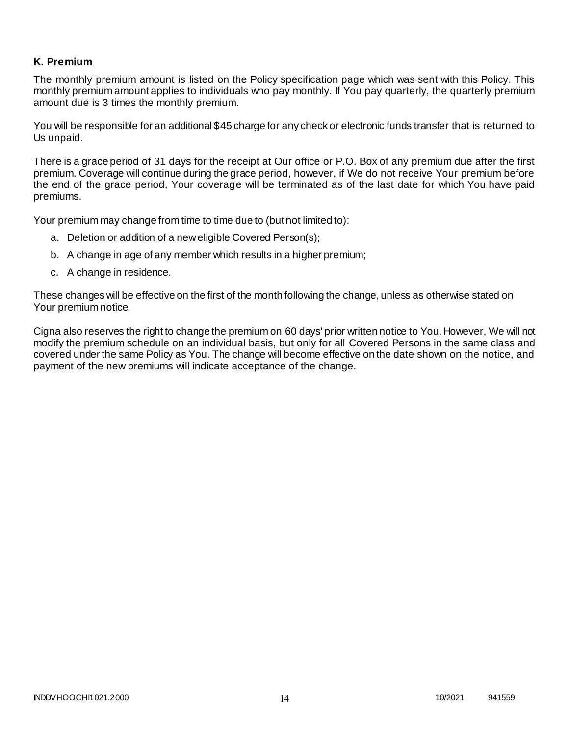### K. Premium

The monthly premium amount is listed on the Policy specification page which was sent with this Policy. This monthly premium amount applies to individuals who pay monthly. If You pay quarterly, the quarterly premium amount due is 3 times the monthly premium.

You will be responsible for an additional $45 charge for any check or electronic funds transfer that is returned to Us unpaid.

There is a grace period of 31 days for the receipt at Our office or P.O. Box of any premium due after the first premium. Coverage will continue during the grace period, however, if We do not receive Your premium before the end of the grace period, Your coverage will be terminated as of the last date for which You have paid premiums.

Your premium may change from time to time due to (but not limited to):

a. Deletion or addition of a new eligible Covered Person(s);
b. A change in age of any member which results in a higher premium;
c. A change in residence.

These changes will be effective on the first of the month following the change, unless as otherwise stated on Your premium notice.

Cigna also reserves the right to change the premium on 60 days' prior written notice to You. However, We will not modify the premium schedule on an individual basis, but only for all Covered Persons in the same class and covered under the same Policy as You. The change will become effective on the date shown on the notice, and payment of the new premiums will indicate acceptance of the change.